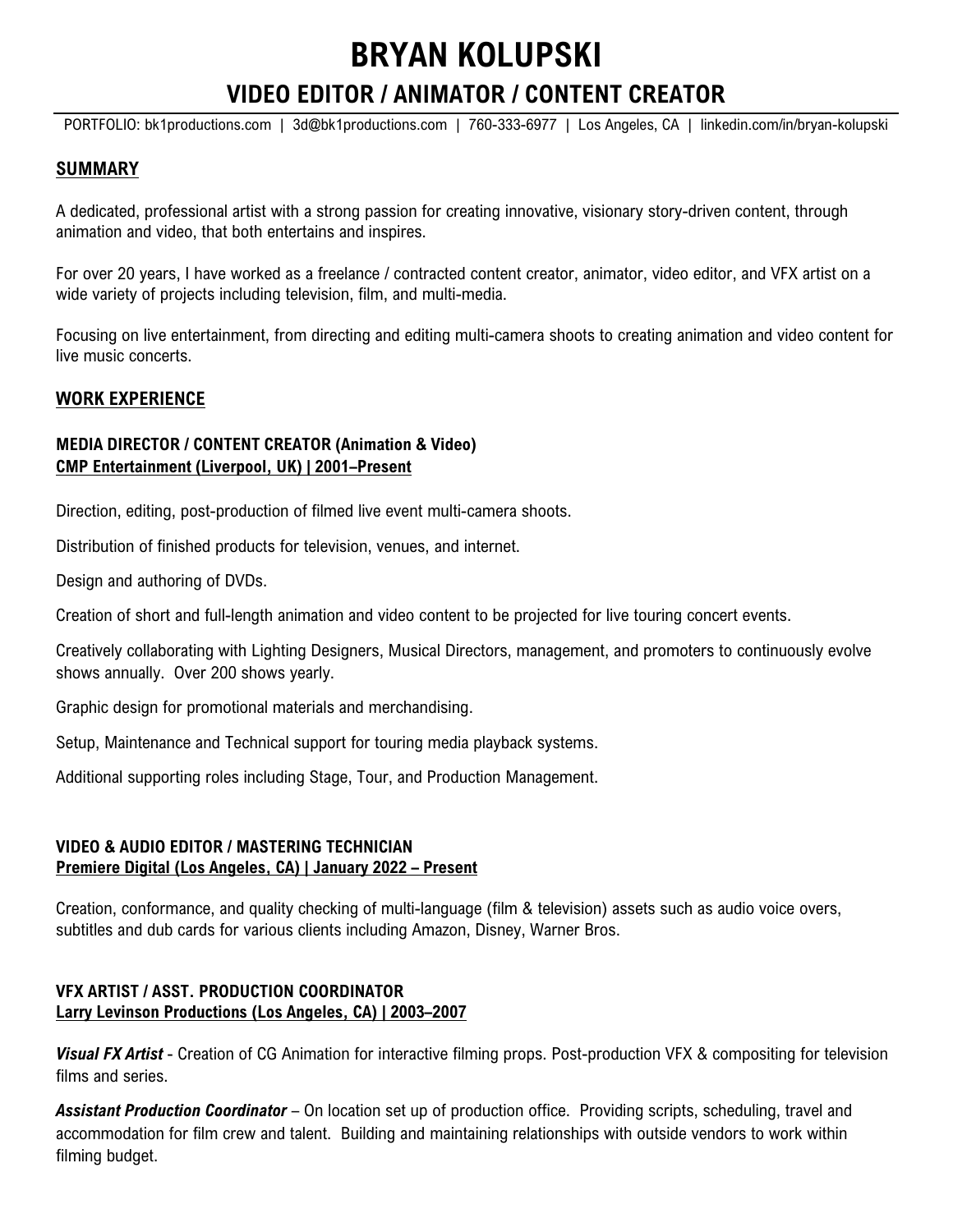# BRYAN KOLUPSKI

## VIDEO EDITOR / ANIMATOR / CONTENT CREATOR

PORTFOLIO: bk1productions.com | 3d@bk1productions.com | 760-333-6977 | Los Angeles, CA | linkedin.com/in/bryan-kolupski

### SUMMARY

A dedicated, professional artist with a strong passion for creating innovative, visionary story-driven content, through animation and video, that both entertains and inspires.

For over 20 years, I have worked as a freelance / contracted content creator, animator, video editor, and VFX artist on a wide variety of projects including television, film, and multi-media.

Focusing on live entertainment, from directing and editing multi-camera shoots to creating animation and video content for live music concerts.

### WORK EXPERIENCE

**MEDIA DIRECTOR / CONTENT CREATOR (Animation & Video)**
**CMP Entertainment (Liverpool, UK) | 2001–Present**

Direction, editing, post-production of filmed live event multi-camera shoots.

Distribution of finished products for television, venues, and internet.

Design and authoring of DVDs.

Creation of short and full-length animation and video content to be projected for live touring concert events.

Creatively collaborating with Lighting Designers, Musical Directors, management, and promoters to continuously evolve shows annually. Over 200 shows yearly.

Graphic design for promotional materials and merchandising.

Setup, Maintenance and Technical support for touring media playback systems.

Additional supporting roles including Stage, Tour, and Production Management.

**VIDEO & AUDIO EDITOR / MASTERING TECHNICIAN**
**Premiere Digital (Los Angeles, CA) | January 2022 – Present**

Creation, conformance, and quality checking of multi-language (film & television) assets such as audio voice overs, subtitles and dub cards for various clients including Amazon, Disney, Warner Bros.

**VFX ARTIST / ASST. PRODUCTION COORDINATOR**
**Larry Levinson Productions (Los Angeles, CA) | 2003–2007**

***Visual FX Artist*** - Creation of CG Animation for interactive filming props. Post-production VFX & compositing for television films and series.

***Assistant Production Coordinator*** – On location set up of production office. Providing scripts, scheduling, travel and accommodation for film crew and talent. Building and maintaining relationships with outside vendors to work within filming budget.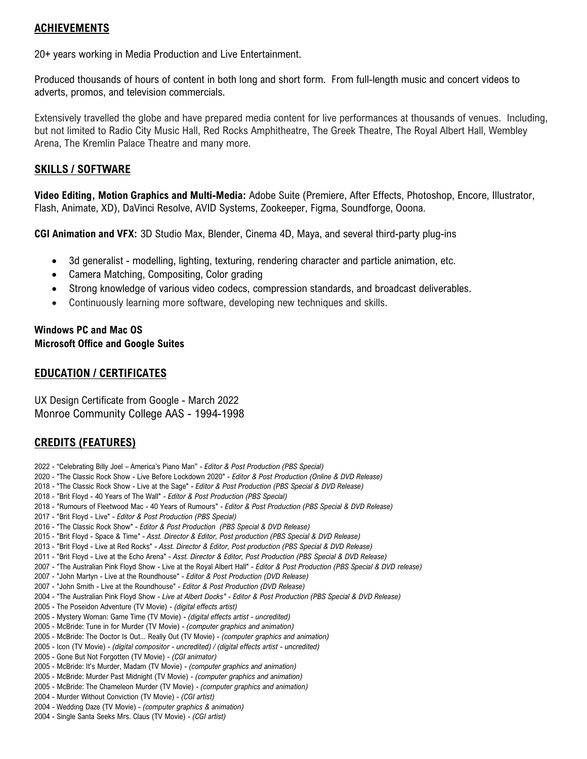## ACHIEVEMENTS

20+ years working in Media Production and Live Entertainment.

Produced thousands of hours of content in both long and short form. From full-length music and concert videos to adverts, promos, and television commercials.

Extensively travelled the globe and have prepared media content for live performances at thousands of venues. Including, but not limited to Radio City Music Hall, Red Rocks Amphitheatre, The Greek Theatre, The Royal Albert Hall, Wembley Arena, The Kremlin Palace Theatre and many more.

## SKILLS / SOFTWARE

**Video Editing, Motion Graphics and Multi-Media:** Adobe Suite (Premiere, After Effects, Photoshop, Encore, Illustrator, Flash, Animate, XD), DaVinci Resolve, AVID Systems, Zookeeper, Figma, Soundforge, Ooona.

**CGI Animation and VFX:** 3D Studio Max, Blender, Cinema 4D, Maya, and several third-party plug-ins

- 3d generalist - modelling, lighting, texturing, rendering character and particle animation, etc.
- Camera Matching, Compositing, Color grading
- Strong knowledge of various video codecs, compression standards, and broadcast deliverables.
- Continuously learning more software, developing new techniques and skills.

**Windows PC and Mac OS**
**Microsoft Office and Google Suites**

## EDUCATION / CERTIFICATES

UX Design Certificate from Google - March 2022
Monroe Community College AAS - 1994-1998

## CREDITS (FEATURES)

2022 - "Celebrating Billy Joel – America's Piano Man" - *Editor & Post Production (PBS Special)*
2020 - "The Classic Rock Show - Live Before Lockdown 2020" - *Editor & Post Production (Online & DVD Release)*
2018 - "The Classic Rock Show - Live at the Sage" - *Editor & Post Production (PBS Special & DVD Release)*
2018 - "Brit Floyd - 40 Years of The Wall" - *Editor & Post Production (PBS Special)*
2018 - "Rumours of Fleetwood Mac - 40 Years of Rumours" - *Editor & Post Production (PBS Special & DVD Release)*
2017 - "Brit Floyd - Live" - *Editor & Post Production (PBS Special)*
2016 - "The Classic Rock Show" - *Editor & Post Production (PBS Special & DVD Release)*
2015 - "Brit Floyd - Space & Time" - *Asst. Director & Editor, Post production (PBS Special & DVD Release)*
2013 - "Brit Floyd - Live at Red Rocks" - *Asst. Director & Editor, Post production (PBS Special & DVD Release)*
2011 - "Brit Floyd - Live at the Echo Arena" - *Asst. Director & Editor, Post Production (PBS Special & DVD Release)*
2007 - "The Australian Pink Floyd Show - Live at the Royal Albert Hall" - *Editor & Post Production (PBS Special & DVD release)*
2007 - "John Martyn - Live at the Roundhouse" - *Editor & Post Production (DVD Release)*
2007 - "John Smith - Live at the Roundhouse" - *Editor & Post Production (DVD Release)*
2004 - "The Australian Pink Floyd Show - *Live at Albert Docks" - Editor & Post Production (PBS Special & DVD Release)*
2005 - The Poseidon Adventure (TV Movie) - *(digital effects artist)*
2005 - Mystery Woman: Game Time (TV Movie) - *(digital effects artist - uncredited)*
2005 - McBride: Tune in for Murder (TV Movie) - *(computer graphics and animation)*
2005 - McBride: The Doctor Is Out... Really Out (TV Movie) - *(computer graphics and animation)*
2005 - Icon (TV Movie) - *(digital compositor - uncredited) / (digital effects artist - uncredited)*
2005 - Gone But Not Forgotten (TV Movie) - *(CGI animator)*
2005 - McBride: It's Murder, Madam (TV Movie) - *(computer graphics and animation)*
2005 - McBride: Murder Past Midnight (TV Movie) - *(computer graphics and animation)*
2005 - McBride: The Chameleon Murder (TV Movie) - *(computer graphics and animation)*
2004 - Murder Without Conviction (TV Movie) - *(CGI artist)*
2004 - Wedding Daze (TV Movie) - *(computer graphics & animation)*
2004 - Single Santa Seeks Mrs. Claus (TV Movie) - *(CGI artist)*